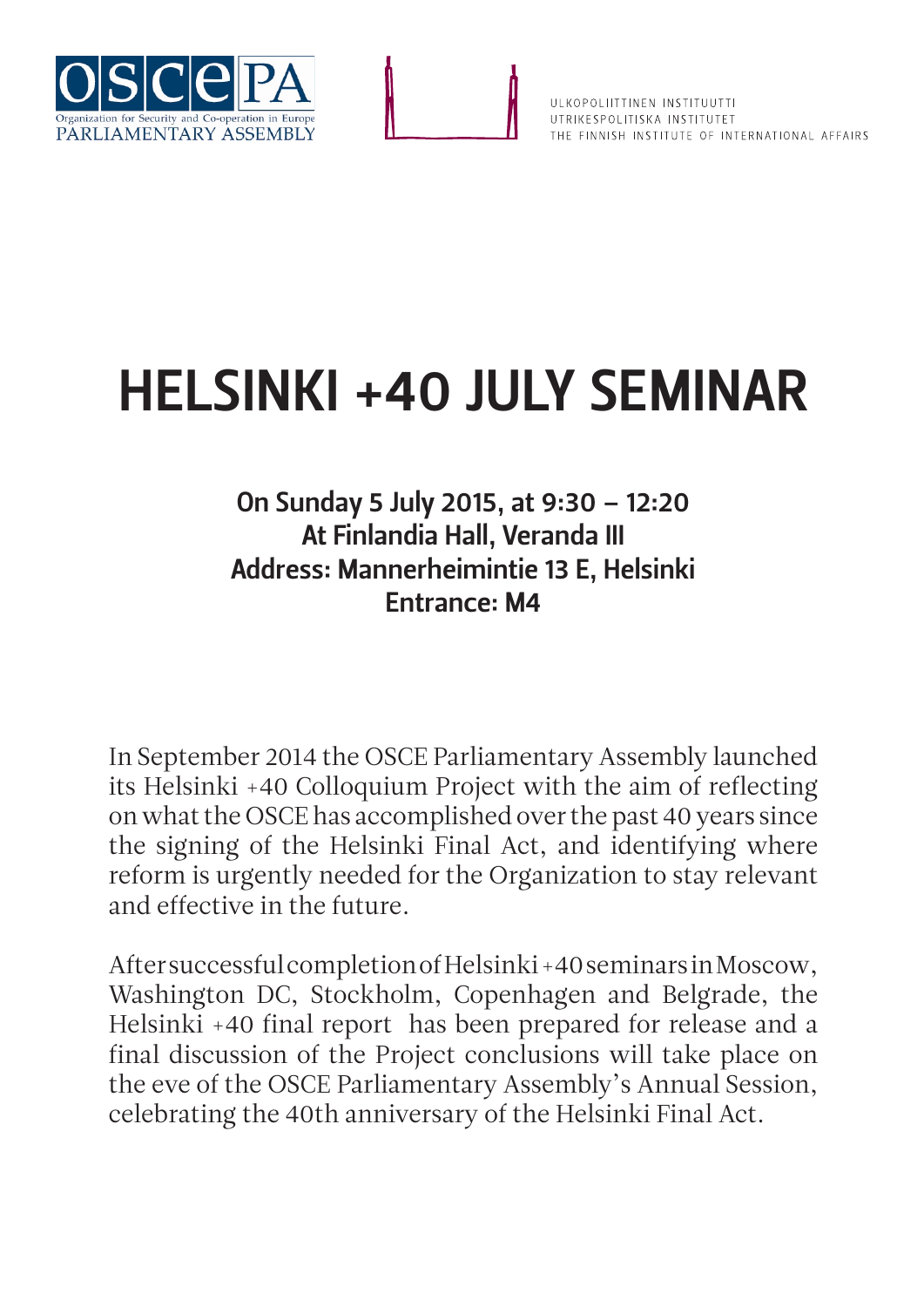OSCE PA
Organization for Security and Co-operation in Europe
PARLIAMENTARY ASSEMBLY

ULKOPOLIITTINEN INSTITUUTTI
UTRIKESPOLITISKA INSTITUTET
THE FINNISH INSTITUTE OF INTERNATIONAL AFFAIRS

# HELSINKI +40 JULY SEMINAR

**On Sunday 5 July 2015, at 9:30 – 12:20**
**At Finlandia Hall, Veranda III**
**Address: Mannerheimintie 13 E, Helsinki**
**Entrance: M4**

In September 2014 the OSCE Parliamentary Assembly launched its Helsinki +40 Colloquium Project with the aim of reflecting on what the OSCE has accomplished over the past 40 years since the signing of the Helsinki Final Act, and identifying where reform is urgently needed for the Organization to stay relevant and effective in the future.

After successful completion of Helsinki +40 seminars in Moscow, Washington DC, Stockholm, Copenhagen and Belgrade, the Helsinki +40 final report has been prepared for release and a final discussion of the Project conclusions will take place on the eve of the OSCE Parliamentary Assembly's Annual Session, celebrating the 40th anniversary of the Helsinki Final Act.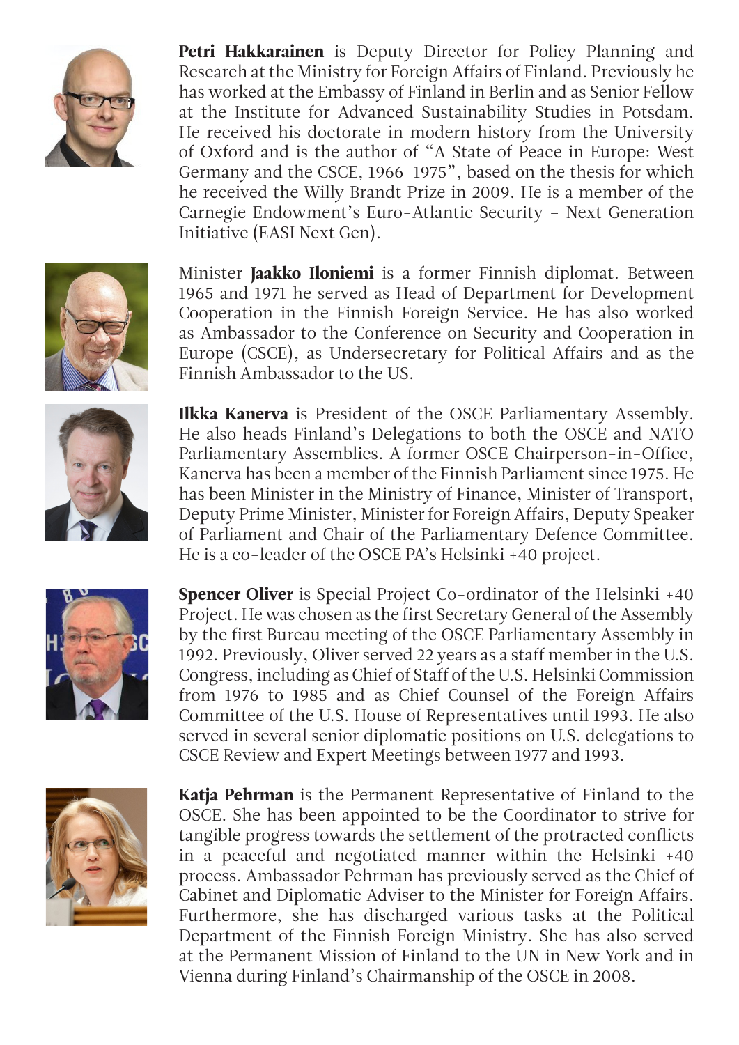**Petri Hakkarainen** is Deputy Director for Policy Planning and Research at the Ministry for Foreign Affairs of Finland. Previously he has worked at the Embassy of Finland in Berlin and as Senior Fellow at the Institute for Advanced Sustainability Studies in Potsdam. He received his doctorate in modern history from the University of Oxford and is the author of "A State of Peace in Europe: West Germany and the CSCE, 1966-1975", based on the thesis for which he received the Willy Brandt Prize in 2009. He is a member of the Carnegie Endowment's Euro-Atlantic Security – Next Generation Initiative (EASI Next Gen).

Minister **Jaakko Iloniemi** is a former Finnish diplomat. Between 1965 and 1971 he served as Head of Department for Development Cooperation in the Finnish Foreign Service. He has also worked as Ambassador to the Conference on Security and Cooperation in Europe (CSCE), as Undersecretary for Political Affairs and as the Finnish Ambassador to the US.

**Ilkka Kanerva** is President of the OSCE Parliamentary Assembly. He also heads Finland's Delegations to both the OSCE and NATO Parliamentary Assemblies. A former OSCE Chairperson-in-Office, Kanerva has been a member of the Finnish Parliament since 1975. He has been Minister in the Ministry of Finance, Minister of Transport, Deputy Prime Minister, Minister for Foreign Affairs, Deputy Speaker of Parliament and Chair of the Parliamentary Defence Committee. He is a co-leader of the OSCE PA's Helsinki +40 project.

**Spencer Oliver** is Special Project Co-ordinator of the Helsinki +40 Project. He was chosen as the first Secretary General of the Assembly by the first Bureau meeting of the OSCE Parliamentary Assembly in 1992. Previously, Oliver served 22 years as a staff member in the U.S. Congress, including as Chief of Staff of the U.S. Helsinki Commission from 1976 to 1985 and as Chief Counsel of the Foreign Affairs Committee of the U.S. House of Representatives until 1993. He also served in several senior diplomatic positions on U.S. delegations to CSCE Review and Expert Meetings between 1977 and 1993.

**Katja Pehrman** is the Permanent Representative of Finland to the OSCE. She has been appointed to be the Coordinator to strive for tangible progress towards the settlement of the protracted conflicts in a peaceful and negotiated manner within the Helsinki +40 process. Ambassador Pehrman has previously served as the Chief of Cabinet and Diplomatic Adviser to the Minister for Foreign Affairs. Furthermore, she has discharged various tasks at the Political Department of the Finnish Foreign Ministry. She has also served at the Permanent Mission of Finland to the UN in New York and in Vienna during Finland's Chairmanship of the OSCE in 2008.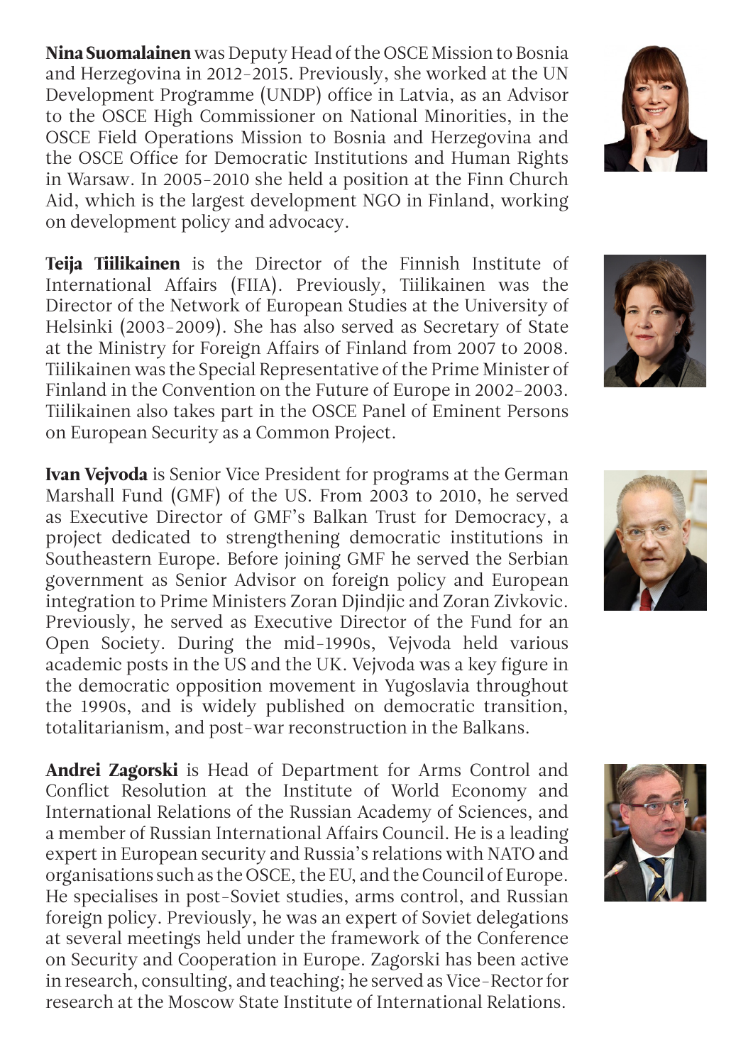**Nina Suomalainen** was Deputy Head of the OSCE Mission to Bosnia and Herzegovina in 2012-2015. Previously, she worked at the UN Development Programme (UNDP) office in Latvia, as an Advisor to the OSCE High Commissioner on National Minorities, in the OSCE Field Operations Mission to Bosnia and Herzegovina and the OSCE Office for Democratic Institutions and Human Rights in Warsaw. In 2005-2010 she held a position at the Finn Church Aid, which is the largest development NGO in Finland, working on development policy and advocacy.

**Teija Tiilikainen** is the Director of the Finnish Institute of International Affairs (FIIA). Previously, Tiilikainen was the Director of the Network of European Studies at the University of Helsinki (2003-2009). She has also served as Secretary of State at the Ministry for Foreign Affairs of Finland from 2007 to 2008. Tiilikainen was the Special Representative of the Prime Minister of Finland in the Convention on the Future of Europe in 2002-2003. Tiilikainen also takes part in the OSCE Panel of Eminent Persons on European Security as a Common Project.

**Ivan Vejvoda** is Senior Vice President for programs at the German Marshall Fund (GMF) of the US. From 2003 to 2010, he served as Executive Director of GMF's Balkan Trust for Democracy, a project dedicated to strengthening democratic institutions in Southeastern Europe. Before joining GMF he served the Serbian government as Senior Advisor on foreign policy and European integration to Prime Ministers Zoran Djindjic and Zoran Zivkovic. Previously, he served as Executive Director of the Fund for an Open Society. During the mid-1990s, Vejvoda held various academic posts in the US and the UK. Vejvoda was a key figure in the democratic opposition movement in Yugoslavia throughout the 1990s, and is widely published on democratic transition, totalitarianism, and post-war reconstruction in the Balkans.

**Andrei Zagorski** is Head of Department for Arms Control and Conflict Resolution at the Institute of World Economy and International Relations of the Russian Academy of Sciences, and a member of Russian International Affairs Council. He is a leading expert in European security and Russia's relations with NATO and organisations such as the OSCE, the EU, and the Council of Europe. He specialises in post-Soviet studies, arms control, and Russian foreign policy. Previously, he was an expert of Soviet delegations at several meetings held under the framework of the Conference on Security and Cooperation in Europe. Zagorski has been active in research, consulting, and teaching; he served as Vice-Rector for research at the Moscow State Institute of International Relations.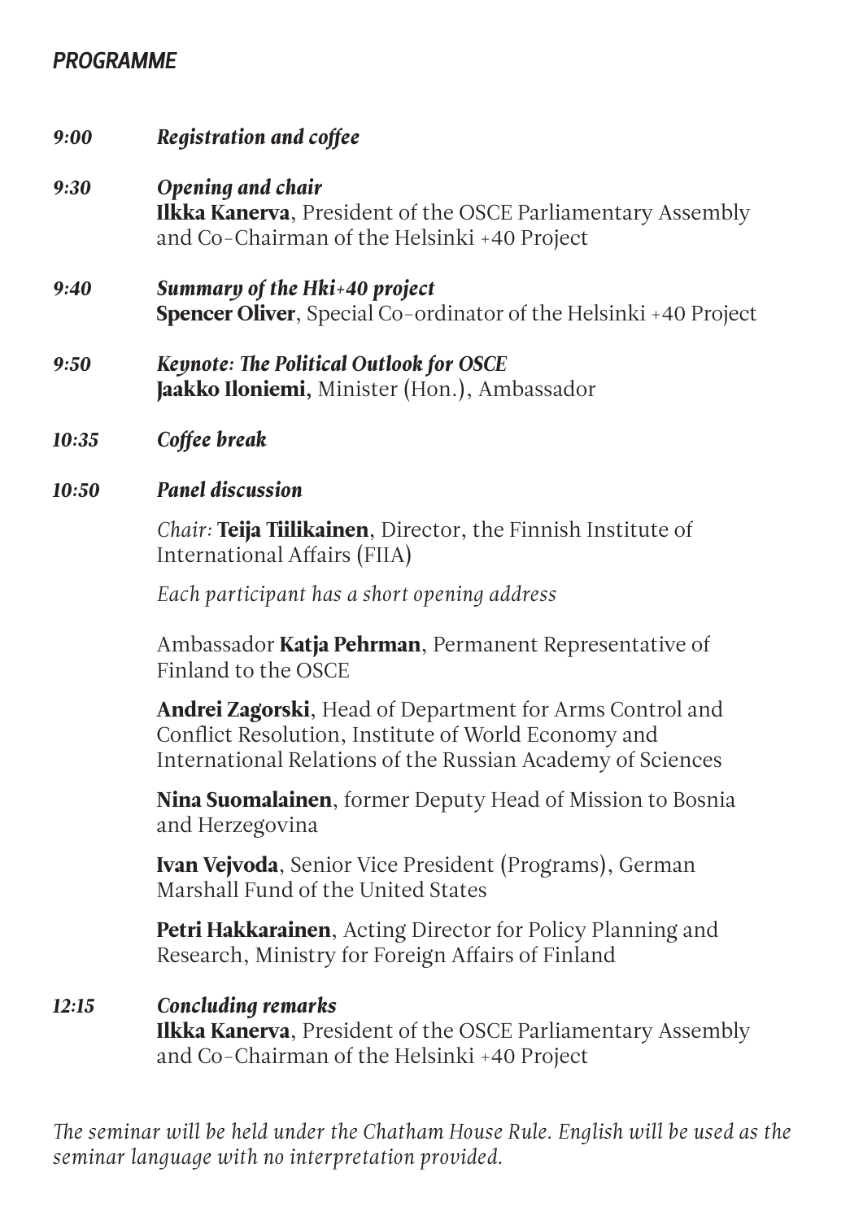## *PROGRAMME*

***9:00*** ***Registration and coffee***

***9:30*** ***Opening and chair***
**Ilkka Kanerva**, President of the OSCE Parliamentary Assembly and Co-Chairman of the Helsinki +40 Project

***9:40*** ***Summary of the Hki+40 project***
**Spencer Oliver**, Special Co-ordinator of the Helsinki +40 Project

***9:50*** ***Keynote: The Political Outlook for OSCE***
**Jaakko Iloniemi,** Minister (Hon.), Ambassador

***10:35*** ***Coffee break***

***10:50*** ***Panel discussion***

*Chair:* **Teija Tiilikainen**, Director, the Finnish Institute of International Affairs (FIIA)

*Each participant has a short opening address*

Ambassador **Katja Pehrman**, Permanent Representative of Finland to the OSCE

**Andrei Zagorski**, Head of Department for Arms Control and Conflict Resolution, Institute of World Economy and International Relations of the Russian Academy of Sciences

**Nina Suomalainen**, former Deputy Head of Mission to Bosnia and Herzegovina

**Ivan Vejvoda**, Senior Vice President (Programs), German Marshall Fund of the United States

**Petri Hakkarainen**, Acting Director for Policy Planning and Research, Ministry for Foreign Affairs of Finland

***12:15*** ***Concluding remarks***
**Ilkka Kanerva**, President of the OSCE Parliamentary Assembly and Co-Chairman of the Helsinki +40 Project

*The seminar will be held under the Chatham House Rule. English will be used as the seminar language with no interpretation provided.*